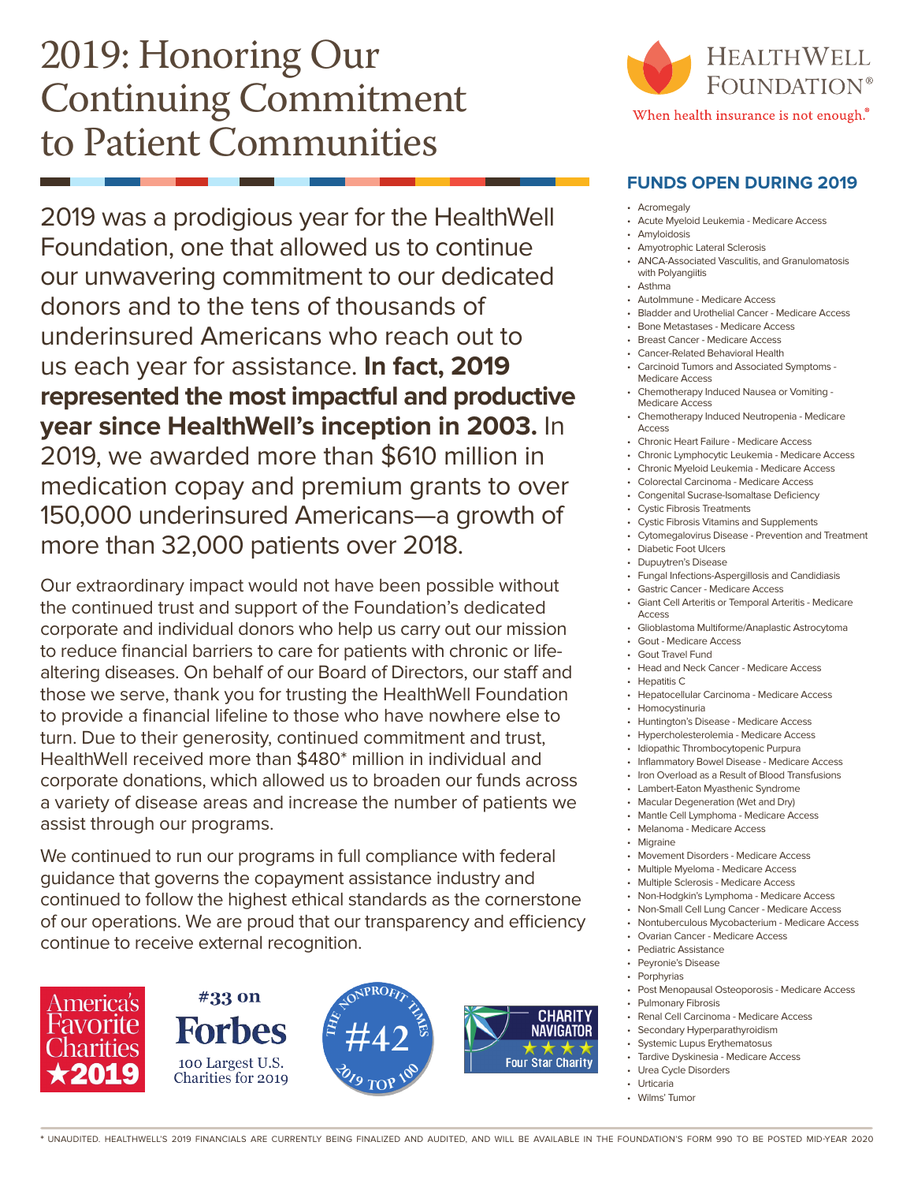# 2019: Honoring Our Continuing Commitment to Patient Communities

HealthWell Foundation®

When health insurance is not enough.®

2019 was a prodigious year for the HealthWell Foundation, one that allowed us to continue our unwavering commitment to our dedicated donors and to the tens of thousands of underinsured Americans who reach out to us each year for assistance. **In fact, 2019 represented the most impactful and productive year since HealthWell's inception in 2003.** In 2019, we awarded more than $610 million in medication copay and premium grants to over 150,000 underinsured Americans—a growth of more than 32,000 patients over 2018.

Our extraordinary impact would not have been possible without the continued trust and support of the Foundation's dedicated corporate and individual donors who help us carry out our mission to reduce financial barriers to care for patients with chronic or life-altering diseases. On behalf of our Board of Directors, our staff and those we serve, thank you for trusting the HealthWell Foundation to provide a financial lifeline to those who have nowhere else to turn. Due to their generosity, continued commitment and trust, HealthWell received more than $480* million in individual and corporate donations, which allowed us to broaden our funds across a variety of disease areas and increase the number of patients we assist through our programs.

We continued to run our programs in full compliance with federal guidance that governs the copayment assistance industry and continued to follow the highest ethical standards as the cornerstone of our operations. We are proud that our transparency and efficiency continue to receive external recognition.

America's Favorite Charities ★2019

#33 on Forbes 100 Largest U.S. Charities for 2019

The NonProfit Times #42 2019 Top 100

Charity Navigator ★★★★ Four Star Charity

## FUNDS OPEN DURING 2019

- Acromegaly
- Acute Myeloid Leukemia - Medicare Access
- Amyloidosis
- Amyotrophic Lateral Sclerosis
- ANCA-Associated Vasculitis, and Granulomatosis with Polyangiitis
- Asthma
- Autoimmune - Medicare Access
- Bladder and Urothelial Cancer - Medicare Access
- Bone Metastases - Medicare Access
- Breast Cancer - Medicare Access
- Cancer-Related Behavioral Health
- Carcinoid Tumors and Associated Symptoms - Medicare Access
- Chemotherapy Induced Nausea or Vomiting - Medicare Access
- Chemotherapy Induced Neutropenia - Medicare Access
- Chronic Heart Failure - Medicare Access
- Chronic Lymphocytic Leukemia - Medicare Access
- Chronic Myeloid Leukemia - Medicare Access
- Colorectal Carcinoma - Medicare Access
- Congenital Sucrase-Isomaltase Deficiency
- Cystic Fibrosis Treatments
- Cystic Fibrosis Vitamins and Supplements
- Cytomegalovirus Disease - Prevention and Treatment
- Diabetic Foot Ulcers
- Dupuytren's Disease
- Fungal Infections-Aspergillosis and Candidiasis
- Gastric Cancer - Medicare Access
- Giant Cell Arteritis or Temporal Arteritis - Medicare Access
- Glioblastoma Multiforme/Anaplastic Astrocytoma
- Gout - Medicare Access
- Gout Travel Fund
- Head and Neck Cancer - Medicare Access
- Hepatitis C
- Hepatocellular Carcinoma - Medicare Access
- Homocystinuria
- Huntington's Disease - Medicare Access
- Hypercholesterolemia - Medicare Access
- Idiopathic Thrombocytopenic Purpura
- Inflammatory Bowel Disease - Medicare Access
- Iron Overload as a Result of Blood Transfusions
- Lambert-Eaton Myasthenic Syndrome
- Macular Degeneration (Wet and Dry)
- Mantle Cell Lymphoma - Medicare Access
- Melanoma - Medicare Access
- Migraine
- Movement Disorders - Medicare Access
- Multiple Myeloma - Medicare Access
- Multiple Sclerosis - Medicare Access
- Non-Hodgkin's Lymphoma - Medicare Access
- Non-Small Cell Lung Cancer - Medicare Access
- Nontuberculous Mycobacterium - Medicare Access
- Ovarian Cancer - Medicare Access
- Pediatric Assistance
- Peyronie's Disease
- Porphyrias
- Post Menopausal Osteoporosis - Medicare Access
- Pulmonary Fibrosis
- Renal Cell Carcinoma - Medicare Access
- Secondary Hyperparathyroidism
- Systemic Lupus Erythematosus
- Tardive Dyskinesia - Medicare Access
- Urea Cycle Disorders
- Urticaria
- Wilms' Tumor

\* UNAUDITED. HEALTHWELL'S 2019 FINANCIALS ARE CURRENTLY BEING FINALIZED AND AUDITED, AND WILL BE AVAILABLE IN THE FOUNDATION'S FORM 990 TO BE POSTED MID-YEAR 2020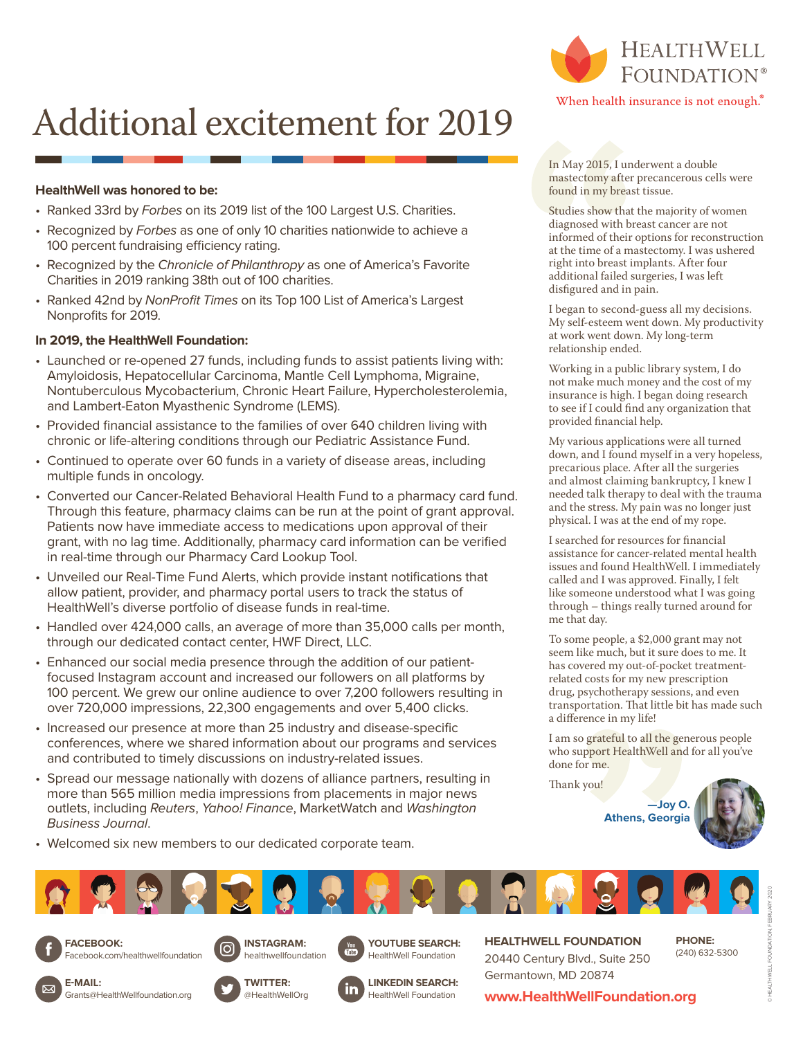HEALTHWELL FOUNDATION®

When health insurance is not enough.®

# Additional excitement for 2019

**HealthWell was honored to be:**

- Ranked 33rd by *Forbes* on its 2019 list of the 100 Largest U.S. Charities.
- Recognized by *Forbes* as one of only 10 charities nationwide to achieve a 100 percent fundraising efficiency rating.
- Recognized by the *Chronicle of Philanthropy* as one of America's Favorite Charities in 2019 ranking 38th out of 100 charities.
- Ranked 42nd by *NonProfit Times* on its Top 100 List of America's Largest Nonprofits for 2019.

**In 2019, the HealthWell Foundation:**

- Launched or re-opened 27 funds, including funds to assist patients living with: Amyloidosis, Hepatocellular Carcinoma, Mantle Cell Lymphoma, Migraine, Nontuberculous Mycobacterium, Chronic Heart Failure, Hypercholesterolemia, and Lambert-Eaton Myasthenic Syndrome (LEMS).
- Provided financial assistance to the families of over 640 children living with chronic or life-altering conditions through our Pediatric Assistance Fund.
- Continued to operate over 60 funds in a variety of disease areas, including multiple funds in oncology.
- Converted our Cancer-Related Behavioral Health Fund to a pharmacy card fund. Through this feature, pharmacy claims can be run at the point of grant approval. Patients now have immediate access to medications upon approval of their grant, with no lag time. Additionally, pharmacy card information can be verified in real-time through our Pharmacy Card Lookup Tool.
- Unveiled our Real-Time Fund Alerts, which provide instant notifications that allow patient, provider, and pharmacy portal users to track the status of HealthWell's diverse portfolio of disease funds in real-time.
- Handled over 424,000 calls, an average of more than 35,000 calls per month, through our dedicated contact center, HWF Direct, LLC.
- Enhanced our social media presence through the addition of our patient-focused Instagram account and increased our followers on all platforms by 100 percent. We grew our online audience to over 7,200 followers resulting in over 720,000 impressions, 22,300 engagements and over 5,400 clicks.
- Increased our presence at more than 25 industry and disease-specific conferences, where we shared information about our programs and services and contributed to timely discussions on industry-related issues.
- Spread our message nationally with dozens of alliance partners, resulting in more than 565 million media impressions from placements in major news outlets, including *Reuters*, *Yahoo! Finance*, MarketWatch and *Washington Business Journal*.
- Welcomed six new members to our dedicated corporate team.

In May 2015, I underwent a double mastectomy after precancerous cells were found in my breast tissue.

Studies show that the majority of women diagnosed with breast cancer are not informed of their options for reconstruction at the time of a mastectomy. I was ushered right into breast implants. After four additional failed surgeries, I was left disfigured and in pain.

I began to second-guess all my decisions. My self-esteem went down. My productivity at work went down. My long-term relationship ended.

Working in a public library system, I do not make much money and the cost of my insurance is high. I began doing research to see if I could find any organization that provided financial help.

My various applications were all turned down, and I found myself in a very hopeless, precarious place. After all the surgeries and almost claiming bankruptcy, I knew I needed talk therapy to deal with the trauma and the stress. My pain was no longer just physical. I was at the end of my rope.

I searched for resources for financial assistance for cancer-related mental health issues and found HealthWell. I immediately called and I was approved. Finally, I felt like someone understood what I was going through – things really turned around for me that day.

To some people, a $2,000 grant may not seem like much, but it sure does to me. It has covered my out-of-pocket treatment-related costs for my new prescription drug, psychotherapy sessions, and even transportation. That little bit has made such a difference in my life!

I am so grateful to all the generous people who support HealthWell and for all you've done for me.

Thank you!

**—Joy O.**
**Athens, Georgia**

**FACEBOOK:** Facebook.com/healthwellfoundation

**INSTAGRAM:** healthwellfoundation

**YOUTUBE SEARCH:** HealthWell Foundation

**E-MAIL:** Grants@HealthWellfoundation.org

**TWITTER:** @HealthWellOrg

**LINKEDIN SEARCH:** HealthWell Foundation

**HEALTHWELL FOUNDATION**
20440 Century Blvd., Suite 250
Germantown, MD 20874

**PHONE:** (240) 632-5300

**www.HealthWellFoundation.org**

© HEALTHWELL FOUNDATION, FEBRUARY 2020